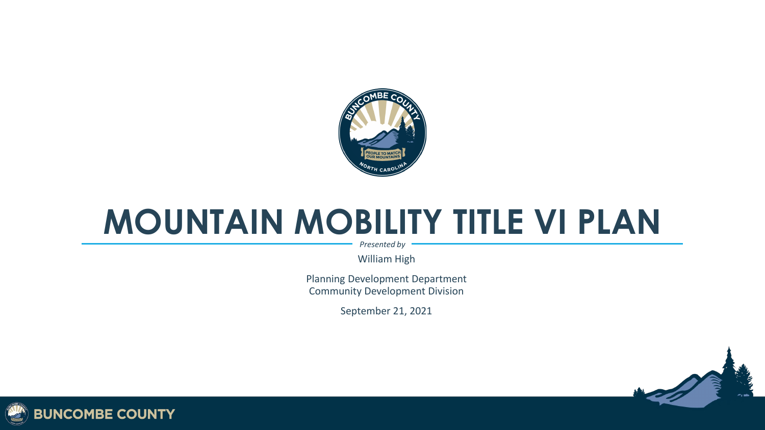# MOUNTAIN MOBILITY TITLE VI PLAN

*Presented by*

William High

Planning Development Department
Community Development Division

September 21, 2021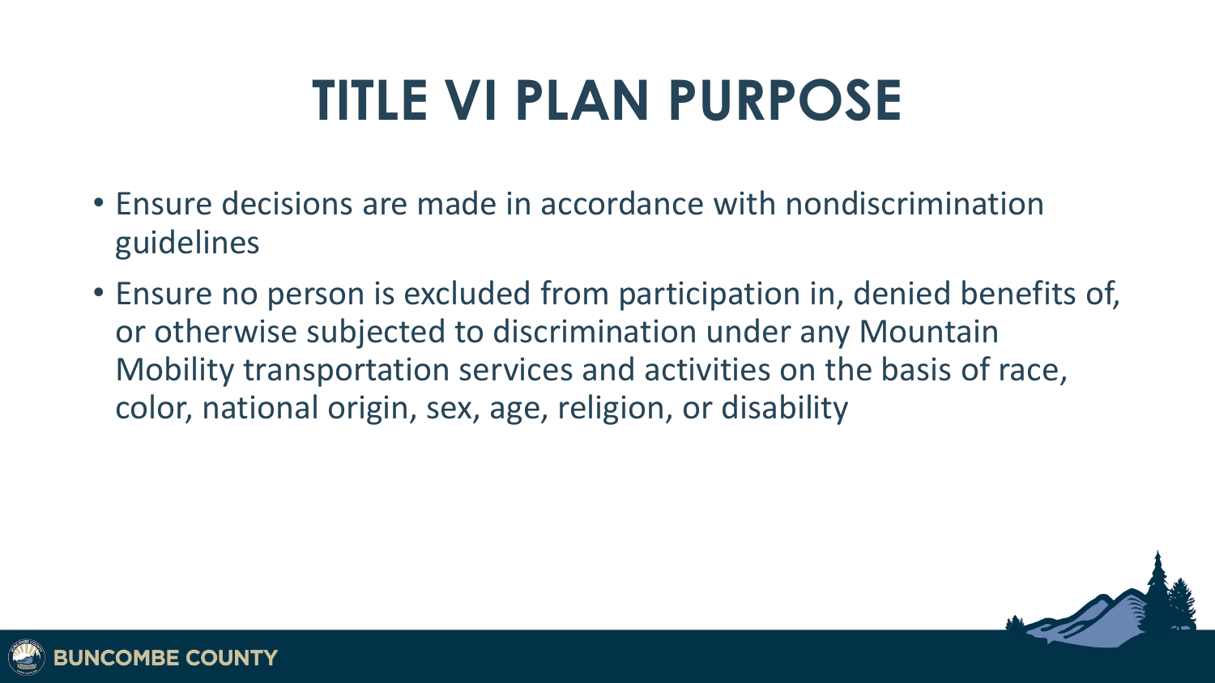# TITLE VI PLAN PURPOSE

- Ensure decisions are made in accordance with nondiscrimination guidelines
- Ensure no person is excluded from participation in, denied benefits of, or otherwise subjected to discrimination under any Mountain Mobility transportation services and activities on the basis of race, color, national origin, sex, age, religion, or disability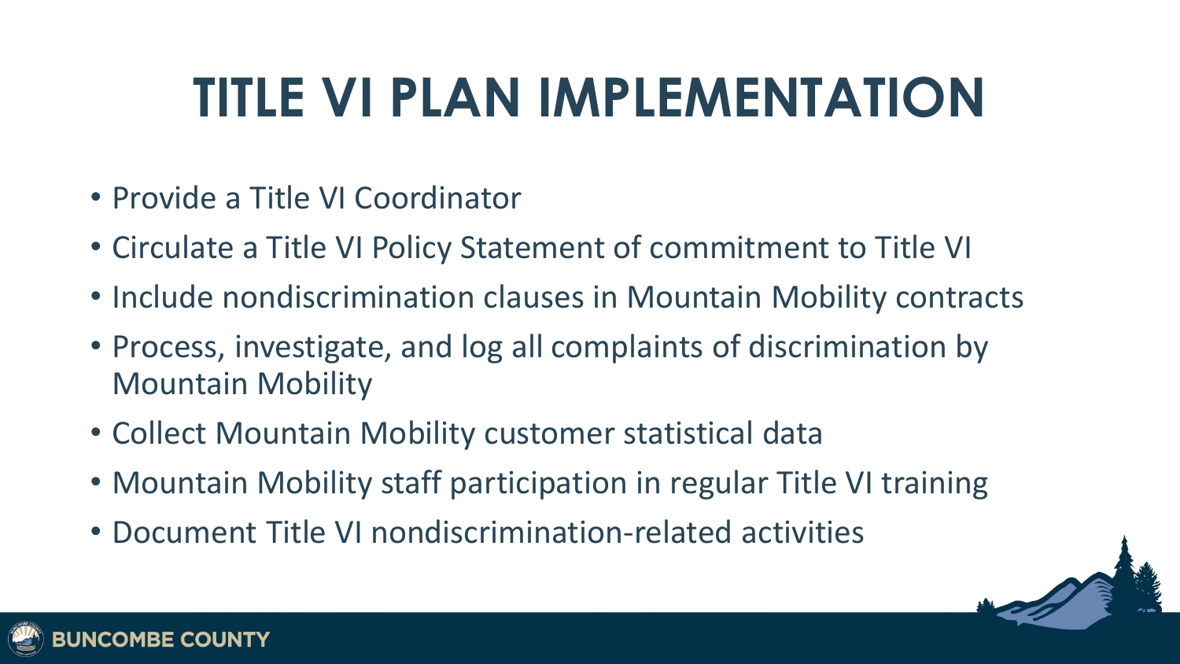# TITLE VI PLAN IMPLEMENTATION

- Provide a Title VI Coordinator
- Circulate a Title VI Policy Statement of commitment to Title VI
- Include nondiscrimination clauses in Mountain Mobility contracts
- Process, investigate, and log all complaints of discrimination by Mountain Mobility
- Collect Mountain Mobility customer statistical data
- Mountain Mobility staff participation in regular Title VI training
- Document Title VI nondiscrimination-related activities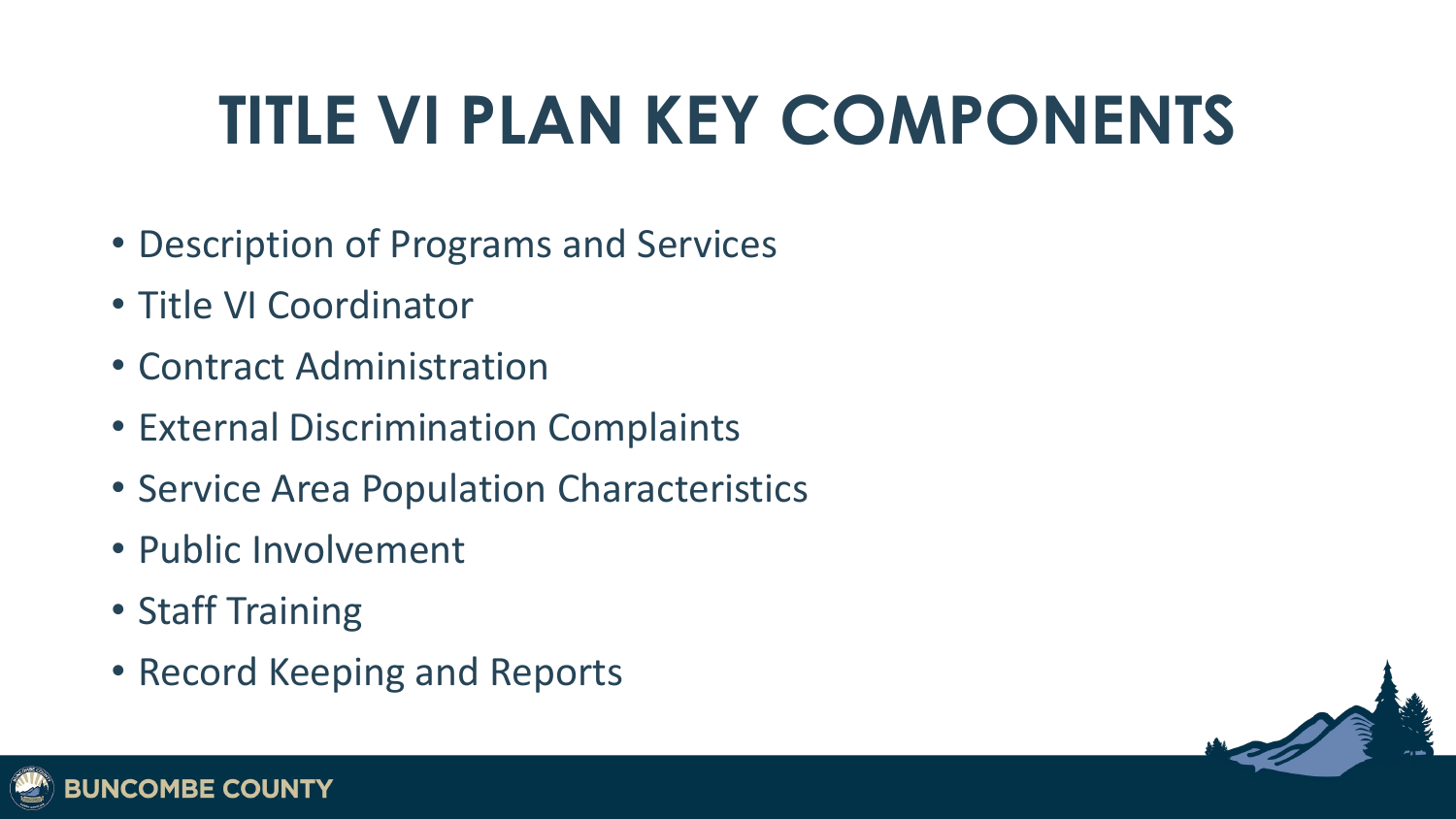# TITLE VI PLAN KEY COMPONENTS

- Description of Programs and Services
- Title VI Coordinator
- Contract Administration
- External Discrimination Complaints
- Service Area Population Characteristics
- Public Involvement
- Staff Training
- Record Keeping and Reports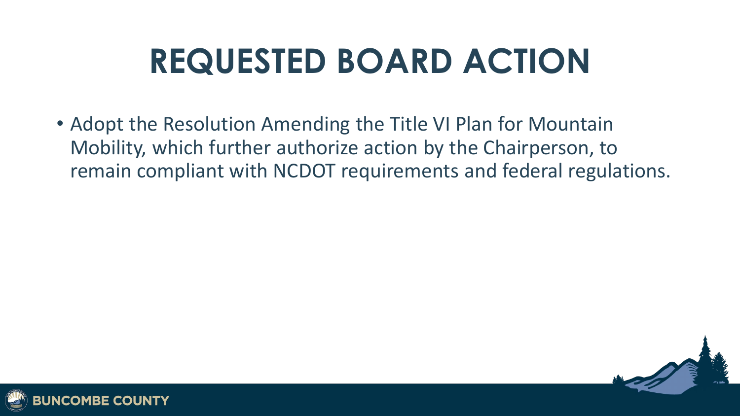# REQUESTED BOARD ACTION

- Adopt the Resolution Amending the Title VI Plan for Mountain Mobility, which further authorize action by the Chairperson, to remain compliant with NCDOT requirements and federal regulations.